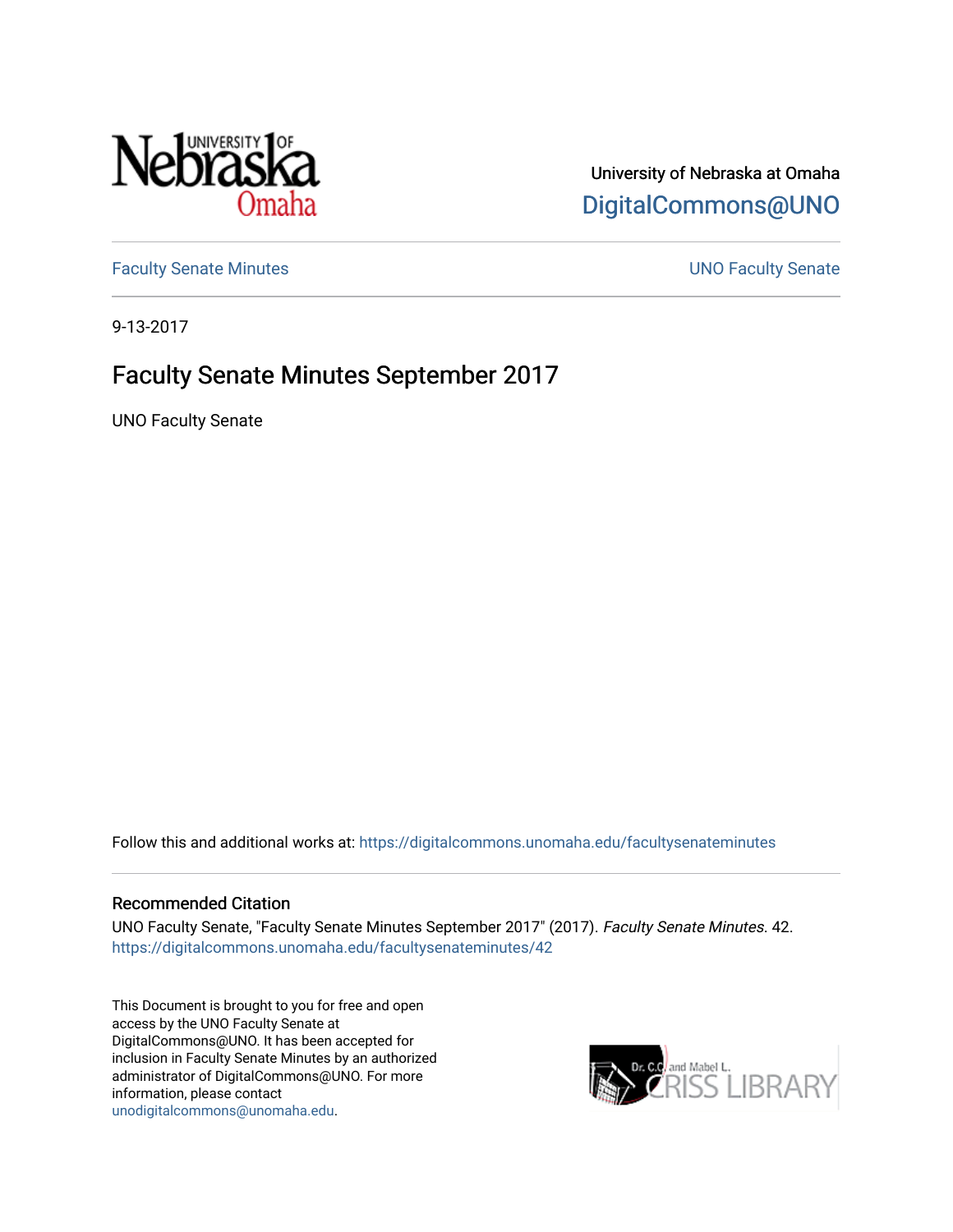University of Nebraska at Omaha

DigitalCommons@UNO

Faculty Senate Minutes

UNO Faculty Senate

9-13-2017

# Faculty Senate Minutes September 2017

UNO Faculty Senate

Follow this and additional works at: https://digitalcommons.unomaha.edu/facultysenateminutes

## Recommended Citation

UNO Faculty Senate, "Faculty Senate Minutes September 2017" (2017). *Faculty Senate Minutes*. 42.
https://digitalcommons.unomaha.edu/facultysenateminutes/42

This Document is brought to you for free and open access by the UNO Faculty Senate at DigitalCommons@UNO. It has been accepted for inclusion in Faculty Senate Minutes by an authorized administrator of DigitalCommons@UNO. For more information, please contact unodigitalcommons@unomaha.edu.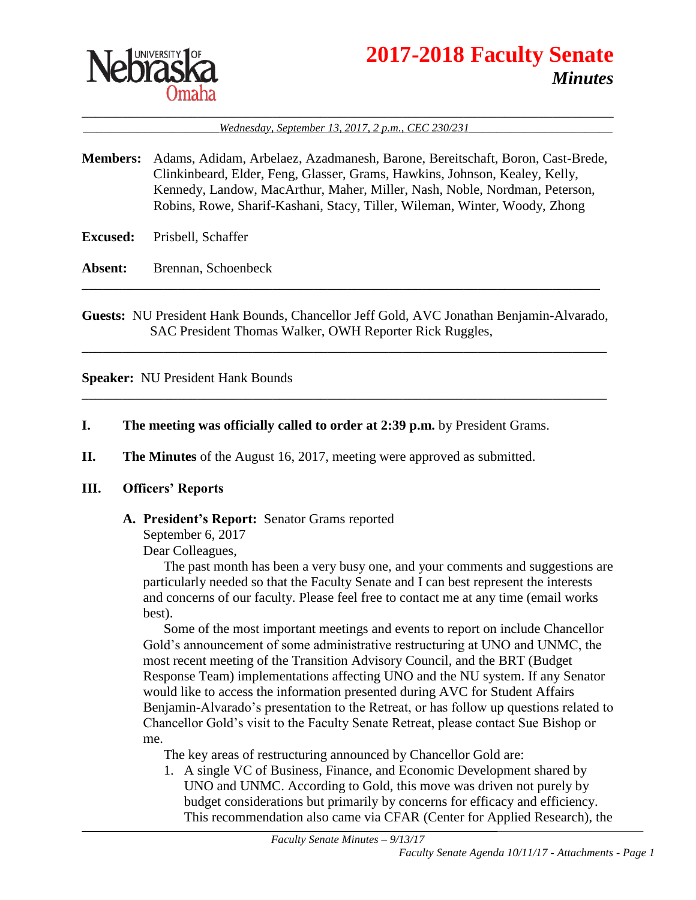# 2017-2018 Faculty Senate

## *Minutes*

*Wednesday, September 13, 2017, 2 p.m., CEC 230/231*

**Members:** Adams, Adidam, Arbelaez, Azadmanesh, Barone, Bereitschaft, Boron, Cast-Brede, Clinkinbeard, Elder, Feng, Glasser, Grams, Hawkins, Johnson, Kealey, Kelly, Kennedy, Landow, MacArthur, Maher, Miller, Nash, Noble, Nordman, Peterson, Robins, Rowe, Sharif-Kashani, Stacy, Tiller, Wileman, Winter, Woody, Zhong

**Excused:** Prisbell, Schaffer

**Absent:** Brennan, Schoenbeck

**Guests:** NU President Hank Bounds, Chancellor Jeff Gold, AVC Jonathan Benjamin-Alvarado, SAC President Thomas Walker, OWH Reporter Rick Ruggles,

**Speaker:** NU President Hank Bounds

**I. The meeting was officially called to order at 2:39 p.m.** by President Grams.

**II. The Minutes** of the August 16, 2017, meeting were approved as submitted.

**III. Officers' Reports**

**A. President's Report:** Senator Grams reported

September 6, 2017

Dear Colleagues,

The past month has been a very busy one, and your comments and suggestions are particularly needed so that the Faculty Senate and I can best represent the interests and concerns of our faculty. Please feel free to contact me at any time (email works best).

Some of the most important meetings and events to report on include Chancellor Gold's announcement of some administrative restructuring at UNO and UNMC, the most recent meeting of the Transition Advisory Council, and the BRT (Budget Response Team) implementations affecting UNO and the NU system. If any Senator would like to access the information presented during AVC for Student Affairs Benjamin-Alvarado's presentation to the Retreat, or has follow up questions related to Chancellor Gold's visit to the Faculty Senate Retreat, please contact Sue Bishop or me.

The key areas of restructuring announced by Chancellor Gold are:

1. A single VC of Business, Finance, and Economic Development shared by UNO and UNMC. According to Gold, this move was driven not purely by budget considerations but primarily by concerns for efficacy and efficiency. This recommendation also came via CFAR (Center for Applied Research), the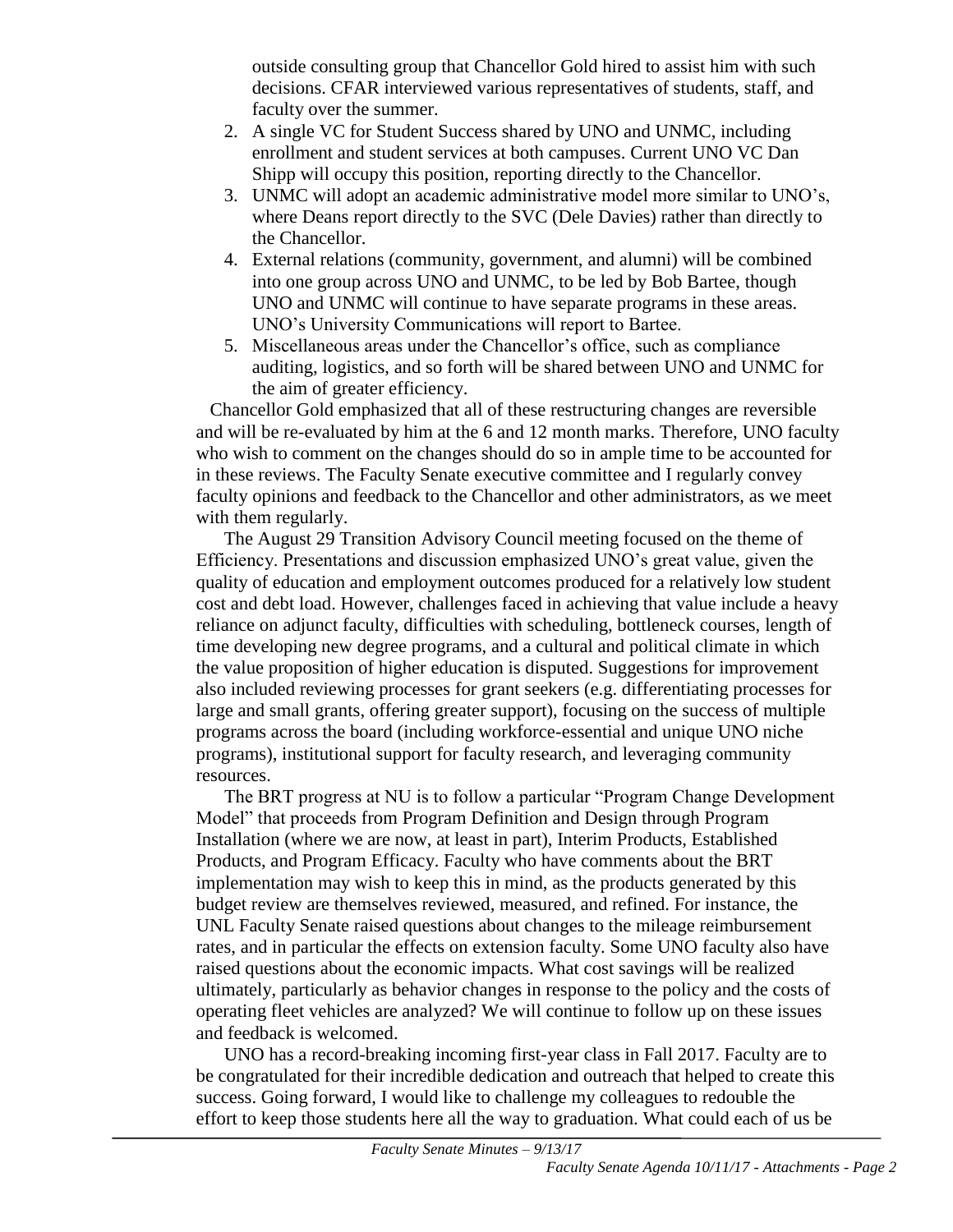outside consulting group that Chancellor Gold hired to assist him with such decisions. CFAR interviewed various representatives of students, staff, and faculty over the summer.

2. A single VC for Student Success shared by UNO and UNMC, including enrollment and student services at both campuses. Current UNO VC Dan Shipp will occupy this position, reporting directly to the Chancellor.
3. UNMC will adopt an academic administrative model more similar to UNO's, where Deans report directly to the SVC (Dele Davies) rather than directly to the Chancellor.
4. External relations (community, government, and alumni) will be combined into one group across UNO and UNMC, to be led by Bob Bartee, though UNO and UNMC will continue to have separate programs in these areas. UNO's University Communications will report to Bartee.
5. Miscellaneous areas under the Chancellor's office, such as compliance auditing, logistics, and so forth will be shared between UNO and UNMC for the aim of greater efficiency.

Chancellor Gold emphasized that all of these restructuring changes are reversible and will be re-evaluated by him at the 6 and 12 month marks. Therefore, UNO faculty who wish to comment on the changes should do so in ample time to be accounted for in these reviews. The Faculty Senate executive committee and I regularly convey faculty opinions and feedback to the Chancellor and other administrators, as we meet with them regularly.

The August 29 Transition Advisory Council meeting focused on the theme of Efficiency. Presentations and discussion emphasized UNO's great value, given the quality of education and employment outcomes produced for a relatively low student cost and debt load. However, challenges faced in achieving that value include a heavy reliance on adjunct faculty, difficulties with scheduling, bottleneck courses, length of time developing new degree programs, and a cultural and political climate in which the value proposition of higher education is disputed. Suggestions for improvement also included reviewing processes for grant seekers (e.g. differentiating processes for large and small grants, offering greater support), focusing on the success of multiple programs across the board (including workforce-essential and unique UNO niche programs), institutional support for faculty research, and leveraging community resources.

The BRT progress at NU is to follow a particular "Program Change Development Model" that proceeds from Program Definition and Design through Program Installation (where we are now, at least in part), Interim Products, Established Products, and Program Efficacy. Faculty who have comments about the BRT implementation may wish to keep this in mind, as the products generated by this budget review are themselves reviewed, measured, and refined. For instance, the UNL Faculty Senate raised questions about changes to the mileage reimbursement rates, and in particular the effects on extension faculty. Some UNO faculty also have raised questions about the economic impacts. What cost savings will be realized ultimately, particularly as behavior changes in response to the policy and the costs of operating fleet vehicles are analyzed? We will continue to follow up on these issues and feedback is welcomed.

UNO has a record-breaking incoming first-year class in Fall 2017. Faculty are to be congratulated for their incredible dedication and outreach that helped to create this success. Going forward, I would like to challenge my colleagues to redouble the effort to keep those students here all the way to graduation. What could each of us be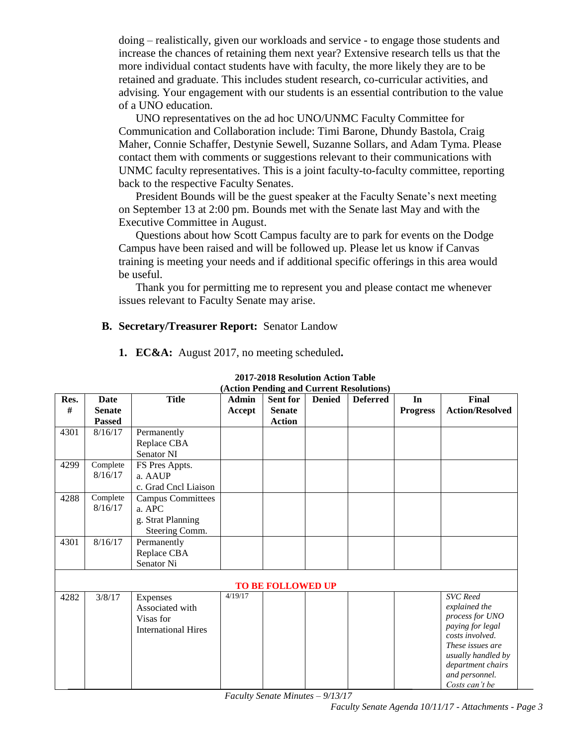doing – realistically, given our workloads and service - to engage those students and increase the chances of retaining them next year? Extensive research tells us that the more individual contact students have with faculty, the more likely they are to be retained and graduate. This includes student research, co-curricular activities, and advising. Your engagement with our students is an essential contribution to the value of a UNO education.

UNO representatives on the ad hoc UNO/UNMC Faculty Committee for Communication and Collaboration include: Timi Barone, Dhundy Bastola, Craig Maher, Connie Schaffer, Destynie Sewell, Suzanne Sollars, and Adam Tyma. Please contact them with comments or suggestions relevant to their communications with UNMC faculty representatives. This is a joint faculty-to-faculty committee, reporting back to the respective Faculty Senates.

President Bounds will be the guest speaker at the Faculty Senate's next meeting on September 13 at 2:00 pm. Bounds met with the Senate last May and with the Executive Committee in August.

Questions about how Scott Campus faculty are to park for events on the Dodge Campus have been raised and will be followed up. Please let us know if Canvas training is meeting your needs and if additional specific offerings in this area would be useful.

Thank you for permitting me to represent you and please contact me whenever issues relevant to Faculty Senate may arise.

**B. Secretary/Treasurer Report:** Senator Landow

**1. EC&A:** August 2017, no meeting scheduled**.**

**2017-2018 Resolution Action Table**
**(Action Pending and Current Resolutions)**

| Res. # | Date Senate Passed | Title | Admin Accept | Sent for Senate Action | Denied | Deferred | In Progress | Final Action/Resolved |
|---|---|---|---|---|---|---|---|---|
| 4301 | 8/16/17 | Permanently Replace CBA Senator NI | | | | | | |
| 4299 | Complete 8/16/17 | FS Pres Appts. a. AAUP c. Grad Cncl Liaison | | | | | | |
| 4288 | Complete 8/16/17 | Campus Committees a. APC g. Strat Planning Steering Comm. | | | | | | |
| 4301 | 8/16/17 | Permanently Replace CBA Senator Ni | | | | | | |
| **TO BE FOLLOWED UP** | | | | | | | | |
| 4282 | 3/8/17 | Expenses Associated with Visas for International Hires | 4/19/17 | | | | | *SVC Reed explained the process for UNO paying for legal costs involved. These issues are usually handled by department chairs and personnel. Costs can't be* |

*Faculty Senate Minutes – 9/13/17*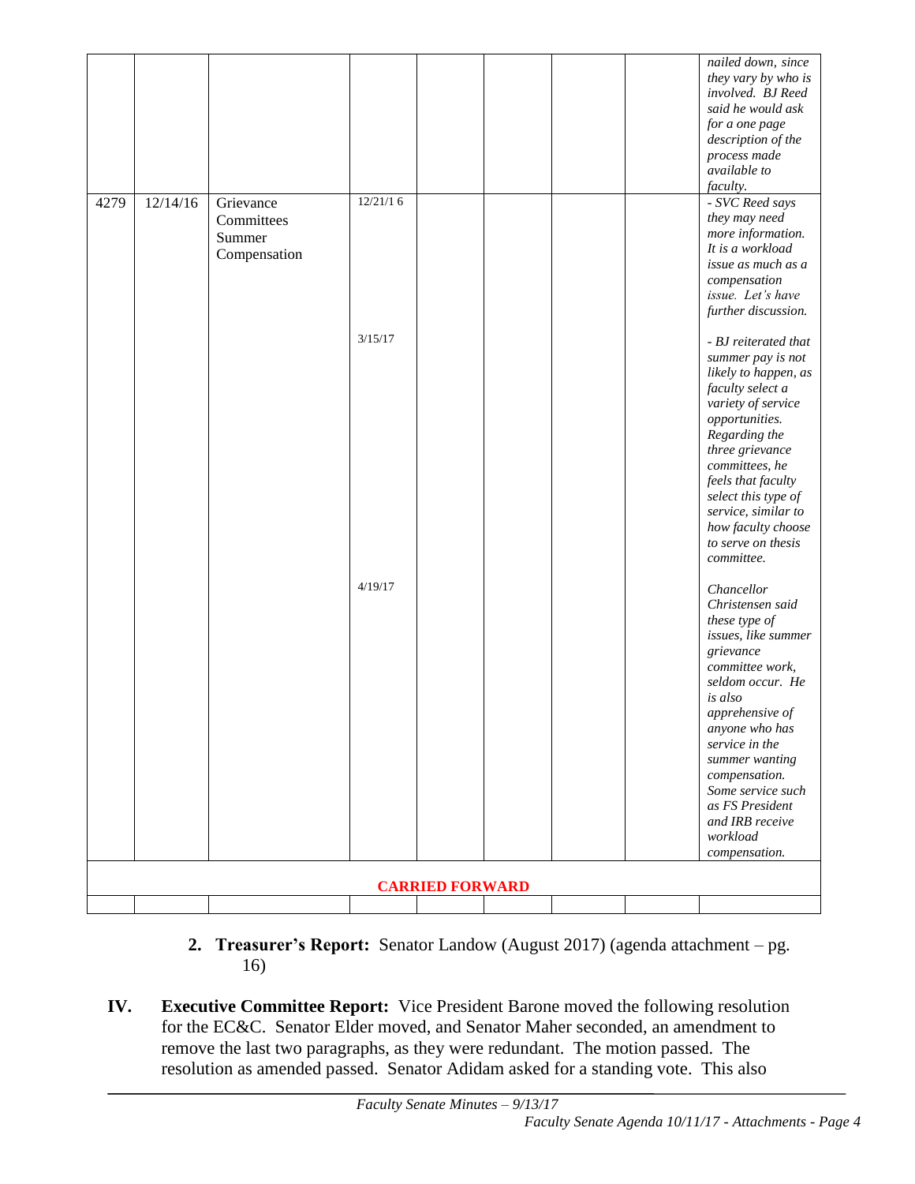| | | | | | | | | |
|---|---|---|---|---|---|---|---|---|
| | | | | | | | | *nailed down, since they vary by who is involved. BJ Reed said he would ask for a one page description of the process made available to faculty.* |
| 4279 | 12/14/16 | Grievance Committees Summer Compensation | 12/21/1 6<br><br>3/15/17<br><br>4/19/17 | | | | | *- SVC Reed says they may need more information. It is a workload issue as much as a compensation issue. Let's have further discussion.*<br><br>*- BJ reiterated that summer pay is not likely to happen, as faculty select a variety of service opportunities. Regarding the three grievance committees, he feels that faculty select this type of service, similar to how faculty choose to serve on thesis committee.*<br><br>*Chancellor Christensen said these type of issues, like summer grievance committee work, seldom occur. He is also apprehensive of anyone who has service in the summer wanting compensation. Some service such as FS President and IRB receive workload compensation.* |
| **CARRIED FORWARD** | | | | | | | | |
| | | | | | | | | |

2. **Treasurer's Report:** Senator Landow (August 2017) (agenda attachment – pg. 16)

**IV. Executive Committee Report:** Vice President Barone moved the following resolution for the EC&C. Senator Elder moved, and Senator Maher seconded, an amendment to remove the last two paragraphs, as they were redundant. The motion passed. The resolution as amended passed. Senator Adidam asked for a standing vote. This also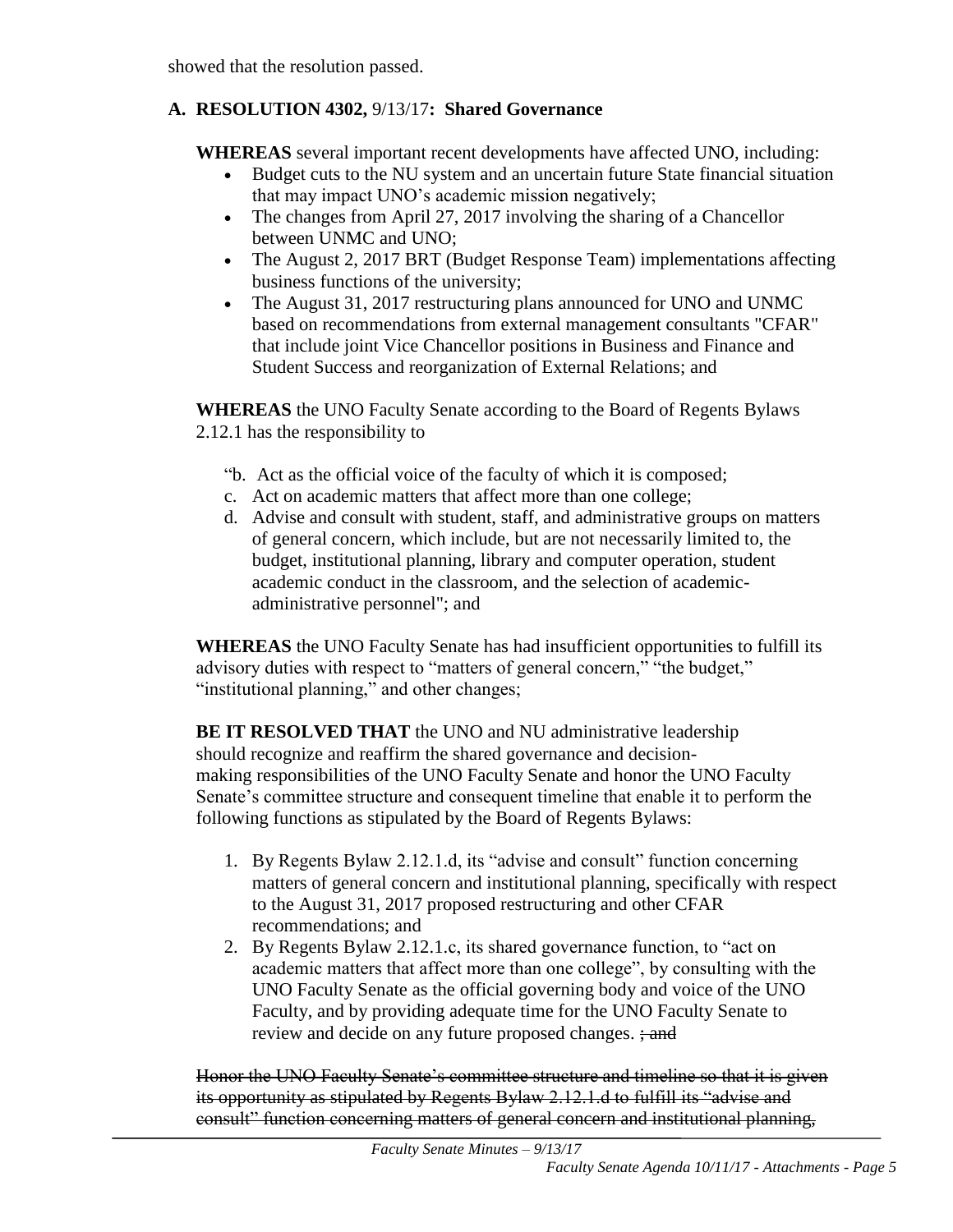showed that the resolution passed.

### A. RESOLUTION 4302, 9/13/17: Shared Governance

**WHEREAS** several important recent developments have affected UNO, including:

- Budget cuts to the NU system and an uncertain future State financial situation that may impact UNO's academic mission negatively;
- The changes from April 27, 2017 involving the sharing of a Chancellor between UNMC and UNO;
- The August 2, 2017 BRT (Budget Response Team) implementations affecting business functions of the university;
- The August 31, 2017 restructuring plans announced for UNO and UNMC based on recommendations from external management consultants "CFAR" that include joint Vice Chancellor positions in Business and Finance and Student Success and reorganization of External Relations; and

**WHEREAS** the UNO Faculty Senate according to the Board of Regents Bylaws 2.12.1 has the responsibility to

"b. Act as the official voice of the faculty of which it is composed;

c. Act on academic matters that affect more than one college;

d. Advise and consult with student, staff, and administrative groups on matters of general concern, which include, but are not necessarily limited to, the budget, institutional planning, library and computer operation, student academic conduct in the classroom, and the selection of academic-administrative personnel"; and

**WHEREAS** the UNO Faculty Senate has had insufficient opportunities to fulfill its advisory duties with respect to "matters of general concern," "the budget," "institutional planning," and other changes;

**BE IT RESOLVED THAT** the UNO and NU administrative leadership should recognize and reaffirm the shared governance and decision-making responsibilities of the UNO Faculty Senate and honor the UNO Faculty Senate's committee structure and consequent timeline that enable it to perform the following functions as stipulated by the Board of Regents Bylaws:

1. By Regents Bylaw 2.12.1.d, its "advise and consult" function concerning matters of general concern and institutional planning, specifically with respect to the August 31, 2017 proposed restructuring and other CFAR recommendations; and
2. By Regents Bylaw 2.12.1.c, its shared governance function, to "act on academic matters that affect more than one college", by consulting with the UNO Faculty Senate as the official governing body and voice of the UNO Faculty, and by providing adequate time for the UNO Faculty Senate to review and decide on any future proposed changes. ~~; and~~

~~Honor the UNO Faculty Senate's committee structure and timeline so that it is given its opportunity as stipulated by Regents Bylaw 2.12.1.d to fulfill its "advise and consult" function concerning matters of general concern and institutional planning,~~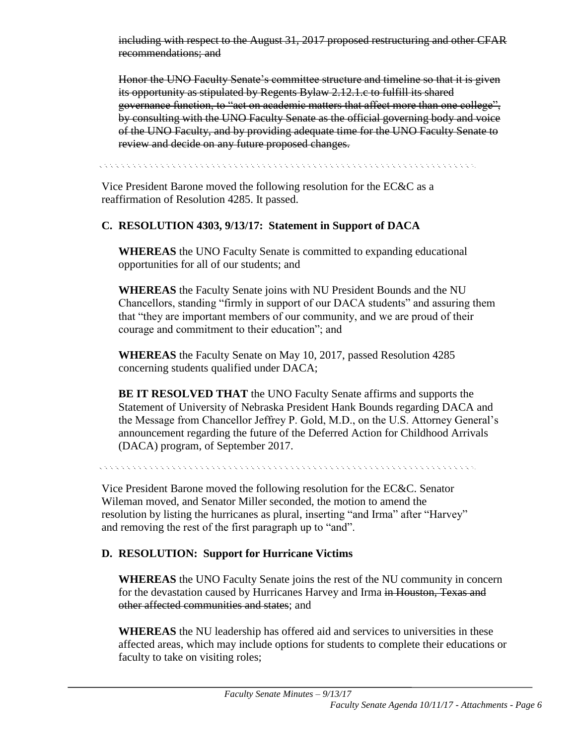~~including with respect to the August 31, 2017 proposed restructuring and other CFAR recommendations; and~~

~~Honor the UNO Faculty Senate's committee structure and timeline so that it is given its opportunity as stipulated by Regents Bylaw 2.12.1.c to fulfill its shared governance function, to "act on academic matters that affect more than one college", by consulting with the UNO Faculty Senate as the official governing body and voice of the UNO Faculty, and by providing adequate time for the UNO Faculty Senate to review and decide on any future proposed changes.~~

---

Vice President Barone moved the following resolution for the EC&C as a reaffirmation of Resolution 4285. It passed.

## C. RESOLUTION 4303, 9/13/17: Statement in Support of DACA

**WHEREAS** the UNO Faculty Senate is committed to expanding educational opportunities for all of our students; and

**WHEREAS** the Faculty Senate joins with NU President Bounds and the NU Chancellors, standing "firmly in support of our DACA students" and assuring them that "they are important members of our community, and we are proud of their courage and commitment to their education"; and

**WHEREAS** the Faculty Senate on May 10, 2017, passed Resolution 4285 concerning students qualified under DACA;

**BE IT RESOLVED THAT** the UNO Faculty Senate affirms and supports the Statement of University of Nebraska President Hank Bounds regarding DACA and the Message from Chancellor Jeffrey P. Gold, M.D., on the U.S. Attorney General's announcement regarding the future of the Deferred Action for Childhood Arrivals (DACA) program, of September 2017.

---

Vice President Barone moved the following resolution for the EC&C. Senator Wileman moved, and Senator Miller seconded, the motion to amend the resolution by listing the hurricanes as plural, inserting "and Irma" after "Harvey" and removing the rest of the first paragraph up to "and".

## D. RESOLUTION: Support for Hurricane Victims

**WHEREAS** the UNO Faculty Senate joins the rest of the NU community in concern for the devastation caused by Hurricanes Harvey and Irma ~~in Houston, Texas and other affected communities and states~~; and

**WHEREAS** the NU leadership has offered aid and services to universities in these affected areas, which may include options for students to complete their educations or faculty to take on visiting roles;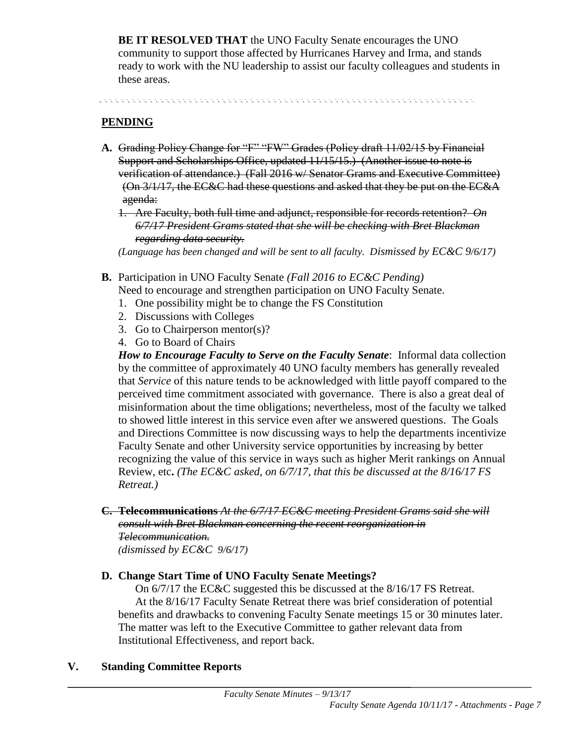**BE IT RESOLVED THAT** the UNO Faculty Senate encourages the UNO community to support those affected by Hurricanes Harvey and Irma, and stands ready to work with the NU leadership to assist our faculty colleagues and students in these areas.

## PENDING

**A.** ~~Grading Policy Change for "F" "FW" Grades (Policy draft 11/02/15 by Financial Support and Scholarships Office, updated 11/15/15.) (Another issue to note is verification of attendance.) (Fall 2016 w/ Senator Grams and Executive Committee) (On 3/1/17, the EC&C had these questions and asked that they be put on the EC&A agenda:~~

1. ~~Are Faculty, both full time and adjunct, responsible for records retention? *On 6/7/17 President Grams stated that she will be checking with Bret Blackman regarding data security.*~~

*(Language has been changed and will be sent to all faculty. Dismissed by EC&C 9/6/17)*

**B.** Participation in UNO Faculty Senate *(Fall 2016 to EC&C Pending)*
Need to encourage and strengthen participation on UNO Faculty Senate.

1. One possibility might be to change the FS Constitution
2. Discussions with Colleges
3. Go to Chairperson mentor(s)?
4. Go to Board of Chairs

***How to Encourage Faculty to Serve on the Faculty Senate***: Informal data collection by the committee of approximately 40 UNO faculty members has generally revealed that *Service* of this nature tends to be acknowledged with little payoff compared to the perceived time commitment associated with governance. There is also a great deal of misinformation about the time obligations; nevertheless, most of the faculty we talked to showed little interest in this service even after we answered questions. The Goals and Directions Committee is now discussing ways to help the departments incentivize Faculty Senate and other University service opportunities by increasing by better recognizing the value of this service in ways such as higher Merit rankings on Annual Review, etc**.** *(The EC&C asked, on 6/7/17, that this be discussed at the 8/16/17 FS Retreat.)*

**C.** ~~**Telecommunications** *At the 6/7/17 EC&C meeting President Grams said she will consult with Bret Blackman concerning the recent reorganization in Telecommunication.*~~
*(dismissed by EC&C 9/6/17)*

**D. Change Start Time of UNO Faculty Senate Meetings?**

On 6/7/17 the EC&C suggested this be discussed at the 8/16/17 FS Retreat.

At the 8/16/17 Faculty Senate Retreat there was brief consideration of potential benefits and drawbacks to convening Faculty Senate meetings 15 or 30 minutes later. The matter was left to the Executive Committee to gather relevant data from Institutional Effectiveness, and report back.

## V. Standing Committee Reports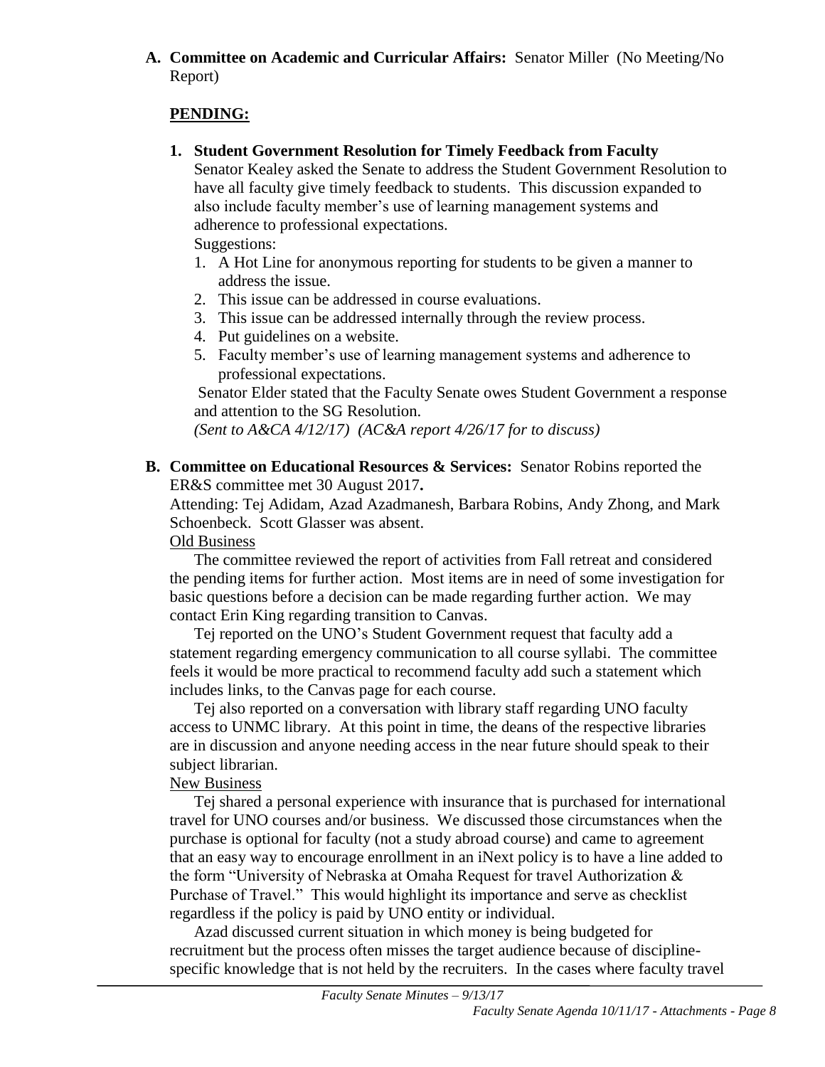**A. Committee on Academic and Curricular Affairs:** Senator Miller (No Meeting/No Report)

**PENDING:**

**1. Student Government Resolution for Timely Feedback from Faculty**

Senator Kealey asked the Senate to address the Student Government Resolution to have all faculty give timely feedback to students. This discussion expanded to also include faculty member's use of learning management systems and adherence to professional expectations.

Suggestions:

1. A Hot Line for anonymous reporting for students to be given a manner to address the issue.
2. This issue can be addressed in course evaluations.
3. This issue can be addressed internally through the review process.
4. Put guidelines on a website.
5. Faculty member's use of learning management systems and adherence to professional expectations.

Senator Elder stated that the Faculty Senate owes Student Government a response and attention to the SG Resolution.

*(Sent to A&CA 4/12/17) (AC&A report 4/26/17 for to discuss)*

**B. Committee on Educational Resources & Services:** Senator Robins reported the ER&S committee met 30 August 2017**.**

Attending: Tej Adidam, Azad Azadmanesh, Barbara Robins, Andy Zhong, and Mark Schoenbeck. Scott Glasser was absent.

Old Business

The committee reviewed the report of activities from Fall retreat and considered the pending items for further action. Most items are in need of some investigation for basic questions before a decision can be made regarding further action. We may contact Erin King regarding transition to Canvas.

Tej reported on the UNO's Student Government request that faculty add a statement regarding emergency communication to all course syllabi. The committee feels it would be more practical to recommend faculty add such a statement which includes links, to the Canvas page for each course.

Tej also reported on a conversation with library staff regarding UNO faculty access to UNMC library. At this point in time, the deans of the respective libraries are in discussion and anyone needing access in the near future should speak to their subject librarian.

New Business

Tej shared a personal experience with insurance that is purchased for international travel for UNO courses and/or business. We discussed those circumstances when the purchase is optional for faculty (not a study abroad course) and came to agreement that an easy way to encourage enrollment in an iNext policy is to have a line added to the form "University of Nebraska at Omaha Request for travel Authorization & Purchase of Travel." This would highlight its importance and serve as checklist regardless if the policy is paid by UNO entity or individual.

Azad discussed current situation in which money is being budgeted for recruitment but the process often misses the target audience because of discipline-specific knowledge that is not held by the recruiters. In the cases where faculty travel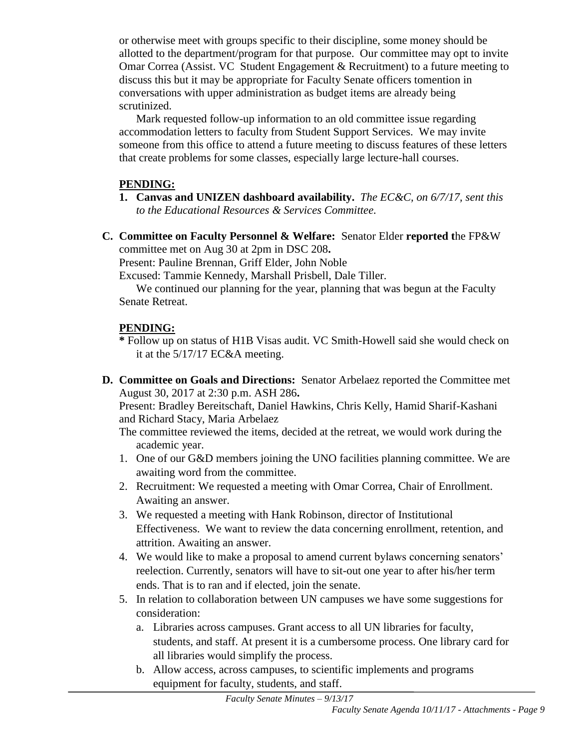or otherwise meet with groups specific to their discipline, some money should be allotted to the department/program for that purpose. Our committee may opt to invite Omar Correa (Assist. VC Student Engagement & Recruitment) to a future meeting to discuss this but it may be appropriate for Faculty Senate officers tomention in conversations with upper administration as budget items are already being scrutinized.

Mark requested follow-up information to an old committee issue regarding accommodation letters to faculty from Student Support Services. We may invite someone from this office to attend a future meeting to discuss features of these letters that create problems for some classes, especially large lecture-hall courses.

**PENDING:**

1. **Canvas and UNIZEN dashboard availability.** *The EC&C, on 6/7/17, sent this to the Educational Resources & Services Committee.*

**C. Committee on Faculty Personnel & Welfare:** Senator Elder **reported t**he FP&W committee met on Aug 30 at 2pm in DSC 208**.**

Present: Pauline Brennan, Griff Elder, John Noble

Excused: Tammie Kennedy, Marshall Prisbell, Dale Tiller.

We continued our planning for the year, planning that was begun at the Faculty Senate Retreat.

**PENDING:**

**\*** Follow up on status of H1B Visas audit. VC Smith-Howell said she would check on it at the 5/17/17 EC&A meeting.

**D. Committee on Goals and Directions:** Senator Arbelaez reported the Committee met August 30, 2017 at 2:30 p.m. ASH 286**.**

Present: Bradley Bereitschaft, Daniel Hawkins, Chris Kelly, Hamid Sharif-Kashani and Richard Stacy, Maria Arbelaez

The committee reviewed the items, decided at the retreat, we would work during the academic year.

1. One of our G&D members joining the UNO facilities planning committee. We are awaiting word from the committee.
2. Recruitment: We requested a meeting with Omar Correa, Chair of Enrollment. Awaiting an answer.
3. We requested a meeting with Hank Robinson, director of Institutional Effectiveness. We want to review the data concerning enrollment, retention, and attrition. Awaiting an answer.
4. We would like to make a proposal to amend current bylaws concerning senators' reelection. Currently, senators will have to sit-out one year to after his/her term ends. That is to ran and if elected, join the senate.
5. In relation to collaboration between UN campuses we have some suggestions for consideration:
   a. Libraries across campuses. Grant access to all UN libraries for faculty, students, and staff. At present it is a cumbersome process. One library card for all libraries would simplify the process.
   b. Allow access, across campuses, to scientific implements and programs equipment for faculty, students, and staff.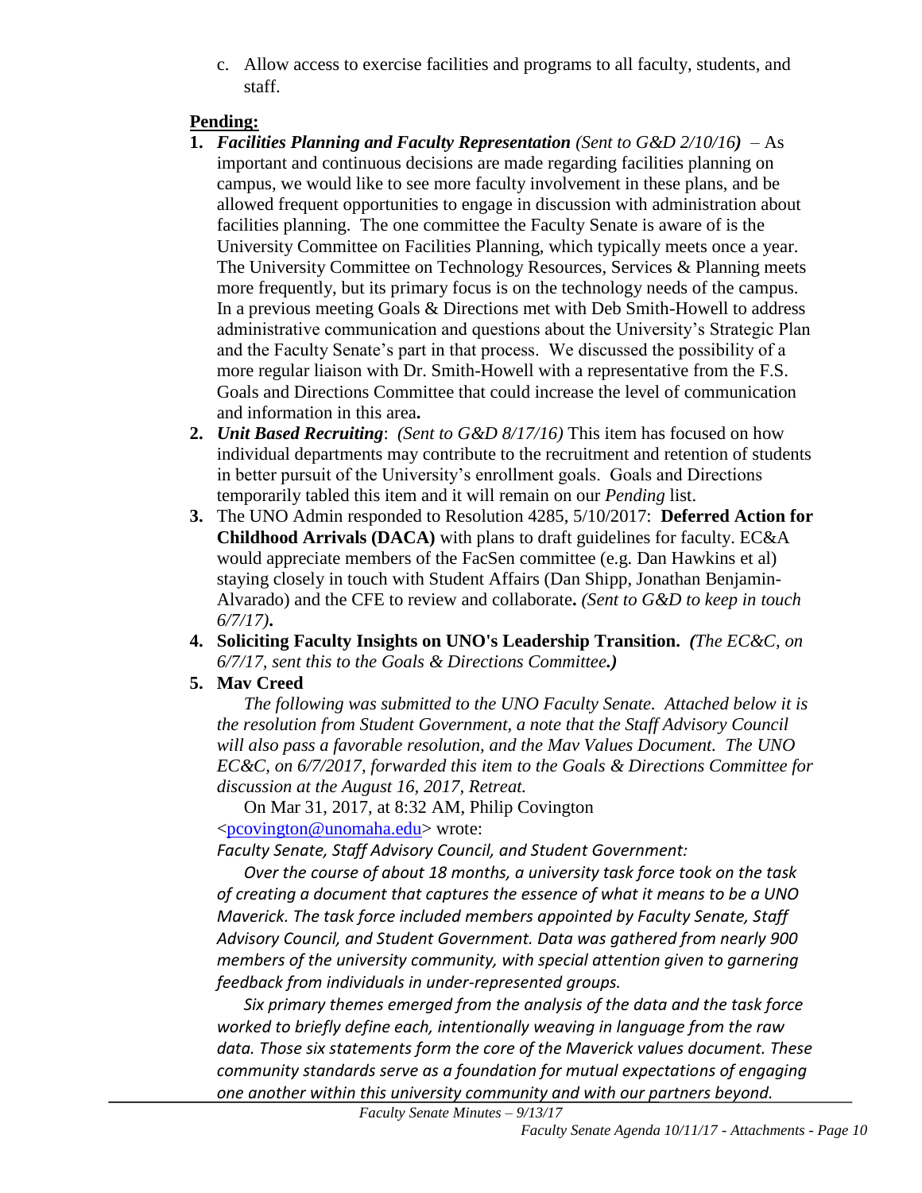c. Allow access to exercise facilities and programs to all faculty, students, and staff.

**Pending:**

1. ***Facilities Planning and Faculty Representation*** *(Sent to G&D 2/10/16)* – As important and continuous decisions are made regarding facilities planning on campus, we would like to see more faculty involvement in these plans, and be allowed frequent opportunities to engage in discussion with administration about facilities planning. The one committee the Faculty Senate is aware of is the University Committee on Facilities Planning, which typically meets once a year. The University Committee on Technology Resources, Services & Planning meets more frequently, but its primary focus is on the technology needs of the campus. In a previous meeting Goals & Directions met with Deb Smith-Howell to address administrative communication and questions about the University's Strategic Plan and the Faculty Senate's part in that process. We discussed the possibility of a more regular liaison with Dr. Smith-Howell with a representative from the F.S. Goals and Directions Committee that could increase the level of communication and information in this area**.**
2. ***Unit Based Recruiting***: *(Sent to G&D 8/17/16)* This item has focused on how individual departments may contribute to the recruitment and retention of students in better pursuit of the University's enrollment goals. Goals and Directions temporarily tabled this item and it will remain on our *Pending* list.
3. The UNO Admin responded to Resolution 4285, 5/10/2017: **Deferred Action for Childhood Arrivals (DACA)** with plans to draft guidelines for faculty. EC&A would appreciate members of the FacSen committee (e.g. Dan Hawkins et al) staying closely in touch with Student Affairs (Dan Shipp, Jonathan Benjamin-Alvarado) and the CFE to review and collaborate**.** *(Sent to G&D to keep in touch 6/7/17)***.**
4. **Soliciting Faculty Insights on UNO's Leadership Transition.** ***(****The EC&C, on 6/7/17, sent this to the Goals & Directions Committee****.)***
5. **Mav Creed**

   *The following was submitted to the UNO Faculty Senate. Attached below it is the resolution from Student Government, a note that the Staff Advisory Council will also pass a favorable resolution, and the Mav Values Document. The UNO EC&C, on 6/7/2017, forwarded this item to the Goals & Directions Committee for discussion at the August 16, 2017, Retreat.*

   On Mar 31, 2017, at 8:32 AM, Philip Covington <pcovington@unomaha.edu> wrote:

   *Faculty Senate, Staff Advisory Council, and Student Government:*

   *Over the course of about 18 months, a university task force took on the task of creating a document that captures the essence of what it means to be a UNO Maverick. The task force included members appointed by Faculty Senate, Staff Advisory Council, and Student Government. Data was gathered from nearly 900 members of the university community, with special attention given to garnering feedback from individuals in under-represented groups.*

   *Six primary themes emerged from the analysis of the data and the task force worked to briefly define each, intentionally weaving in language from the raw data. Those six statements form the core of the Maverick values document. These community standards serve as a foundation for mutual expectations of engaging one another within this university community and with our partners beyond.*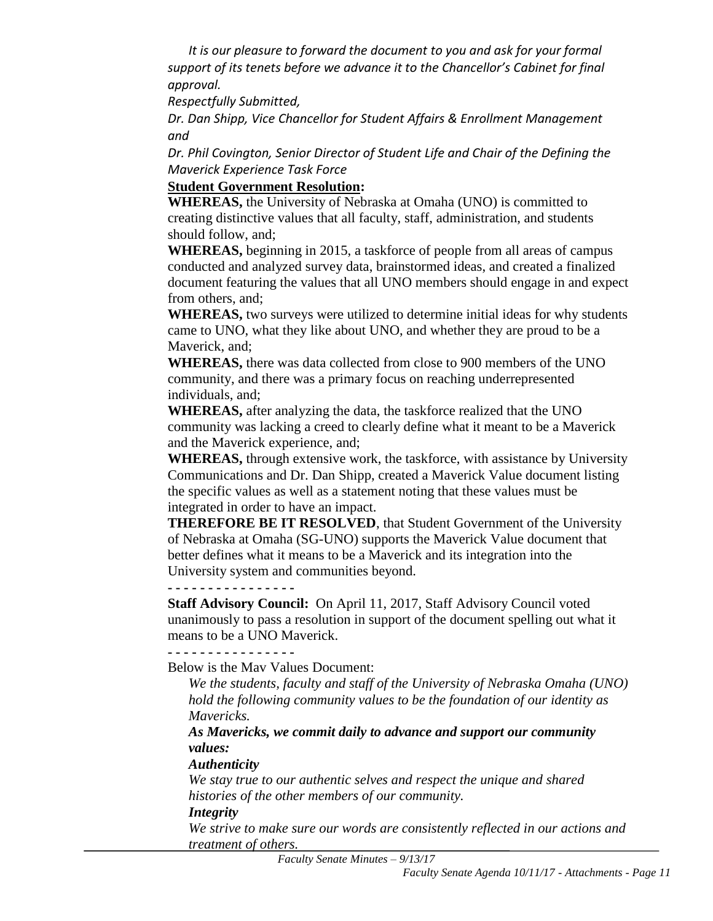*It is our pleasure to forward the document to you and ask for your formal support of its tenets before we advance it to the Chancellor's Cabinet for final approval.*

*Respectfully Submitted,*

*Dr. Dan Shipp, Vice Chancellor for Student Affairs & Enrollment Management and*

*Dr. Phil Covington, Senior Director of Student Life and Chair of the Defining the Maverick Experience Task Force*

**Student Government Resolution:**

**WHEREAS,** the University of Nebraska at Omaha (UNO) is committed to creating distinctive values that all faculty, staff, administration, and students should follow, and;

**WHEREAS,** beginning in 2015, a taskforce of people from all areas of campus conducted and analyzed survey data, brainstormed ideas, and created a finalized document featuring the values that all UNO members should engage in and expect from others, and;

**WHEREAS,** two surveys were utilized to determine initial ideas for why students came to UNO, what they like about UNO, and whether they are proud to be a Maverick, and;

**WHEREAS,** there was data collected from close to 900 members of the UNO community, and there was a primary focus on reaching underrepresented individuals, and;

**WHEREAS,** after analyzing the data, the taskforce realized that the UNO community was lacking a creed to clearly define what it meant to be a Maverick and the Maverick experience, and;

**WHEREAS,** through extensive work, the taskforce, with assistance by University Communications and Dr. Dan Shipp, created a Maverick Value document listing the specific values as well as a statement noting that these values must be integrated in order to have an impact.

**THEREFORE BE IT RESOLVED**, that Student Government of the University of Nebraska at Omaha (SG-UNO) supports the Maverick Value document that better defines what it means to be a Maverick and its integration into the University system and communities beyond.

- - - - - - - - - - - - - - - -

**Staff Advisory Council:** On April 11, 2017, Staff Advisory Council voted unanimously to pass a resolution in support of the document spelling out what it means to be a UNO Maverick.

- - - - - - - - - - - - - - - -

Below is the Mav Values Document:

*We the students, faculty and staff of the University of Nebraska Omaha (UNO) hold the following community values to be the foundation of our identity as Mavericks.*

***As Mavericks, we commit daily to advance and support our community values:***

***Authenticity***

*We stay true to our authentic selves and respect the unique and shared histories of the other members of our community.*

***Integrity***

*We strive to make sure our words are consistently reflected in our actions and treatment of others.*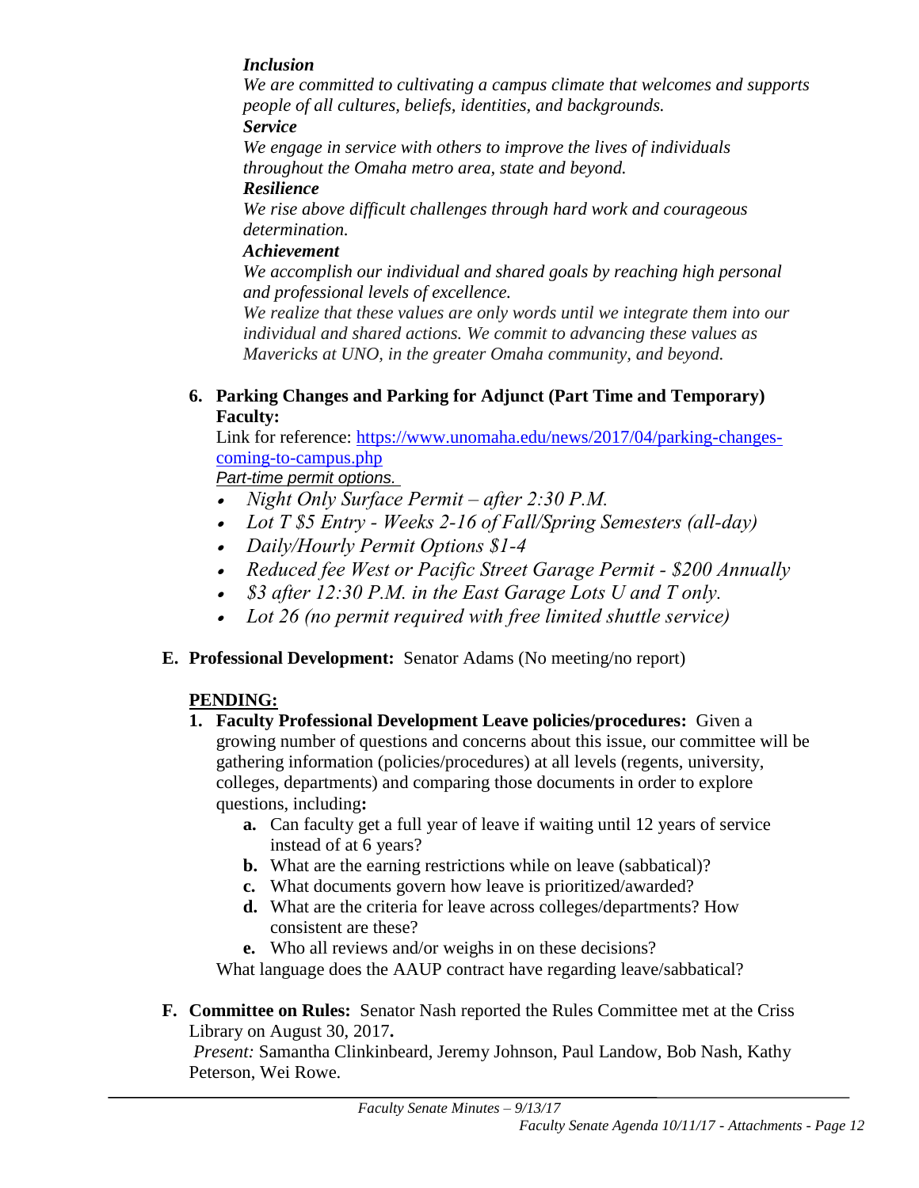***Inclusion***
*We are committed to cultivating a campus climate that welcomes and supports people of all cultures, beliefs, identities, and backgrounds.*
***Service***
*We engage in service with others to improve the lives of individuals throughout the Omaha metro area, state and beyond.*
***Resilience***
*We rise above difficult challenges through hard work and courageous determination.*
***Achievement***
*We accomplish our individual and shared goals by reaching high personal and professional levels of excellence.*
*We realize that these values are only words until we integrate them into our individual and shared actions. We commit to advancing these values as Mavericks at UNO, in the greater Omaha community, and beyond.*

6. **Parking Changes and Parking for Adjunct (Part Time and Temporary) Faculty:**
Link for reference: https://www.unomaha.edu/news/2017/04/parking-changes-coming-to-campus.php
*Part-time permit options.*
   - *Night Only Surface Permit – after 2:30 P.M.*
   - *Lot T $5 Entry - Weeks 2-16 of Fall/Spring Semesters (all-day)*
   - *Daily/Hourly Permit Options $1-4*
   - *Reduced fee West or Pacific Street Garage Permit - $200 Annually*
   - *$3 after 12:30 P.M. in the East Garage Lots U and T only.*
   - *Lot 26 (no permit required with free limited shuttle service)*

**E. Professional Development:** Senator Adams (No meeting/no report)

**PENDING:**

1. **Faculty Professional Development Leave policies/procedures:** Given a growing number of questions and concerns about this issue, our committee will be gathering information (policies/procedures) at all levels (regents, university, colleges, departments) and comparing those documents in order to explore questions, including**:**
   - **a.** Can faculty get a full year of leave if waiting until 12 years of service instead of at 6 years?
   - **b.** What are the earning restrictions while on leave (sabbatical)?
   - **c.** What documents govern how leave is prioritized/awarded?
   - **d.** What are the criteria for leave across colleges/departments? How consistent are these?
   - **e.** Who all reviews and/or weighs in on these decisions?

   What language does the AAUP contract have regarding leave/sabbatical?

**F. Committee on Rules:** Senator Nash reported the Rules Committee met at the Criss Library on August 30, 2017**.**
*Present:* Samantha Clinkinbeard, Jeremy Johnson, Paul Landow, Bob Nash, Kathy Peterson, Wei Rowe.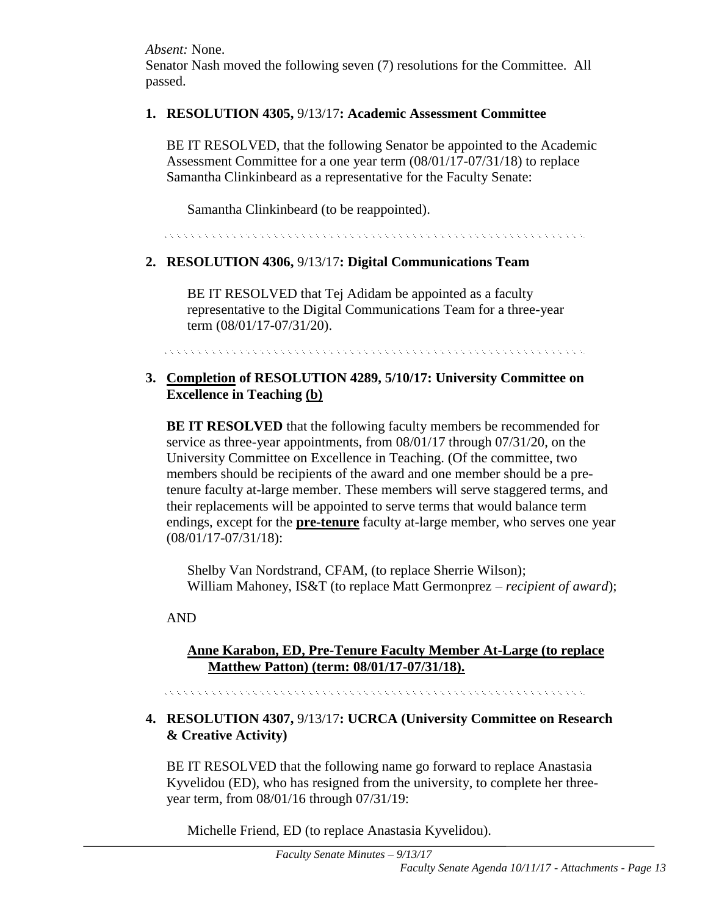*Absent:* None.

Senator Nash moved the following seven (7) resolutions for the Committee. All passed.

1. **RESOLUTION 4305,** 9/13/17**: Academic Assessment Committee**

   BE IT RESOLVED, that the following Senator be appointed to the Academic Assessment Committee for a one year term (08/01/17-07/31/18) to replace Samantha Clinkinbeard as a representative for the Faculty Senate:

   Samantha Clinkinbeard (to be reappointed).

---

2. **RESOLUTION 4306,** 9/13/17**: Digital Communications Team**

   BE IT RESOLVED that Tej Adidam be appointed as a faculty representative to the Digital Communications Team for a three-year term (08/01/17-07/31/20).

---

3. **Completion of RESOLUTION 4289, 5/10/17: University Committee on Excellence in Teaching (b)**

   **BE IT RESOLVED** that the following faculty members be recommended for service as three-year appointments, from 08/01/17 through 07/31/20, on the University Committee on Excellence in Teaching. (Of the committee, two members should be recipients of the award and one member should be a pre-tenure faculty at-large member. These members will serve staggered terms, and their replacements will be appointed to serve terms that would balance term endings, except for the **pre-tenure** faculty at-large member, who serves one year (08/01/17-07/31/18):

   Shelby Van Nordstrand, CFAM, (to replace Sherrie Wilson);
   William Mahoney, IS&T (to replace Matt Germonprez – *recipient of award*);

   AND

   **Anne Karabon, ED, Pre-Tenure Faculty Member At-Large (to replace Matthew Patton) (term: 08/01/17-07/31/18).**

---

4. **RESOLUTION 4307,** 9/13/17**: UCRCA (University Committee on Research & Creative Activity)**

   BE IT RESOLVED that the following name go forward to replace Anastasia Kyvelidou (ED), who has resigned from the university, to complete her three-year term, from 08/01/16 through 07/31/19:

   Michelle Friend, ED (to replace Anastasia Kyvelidou).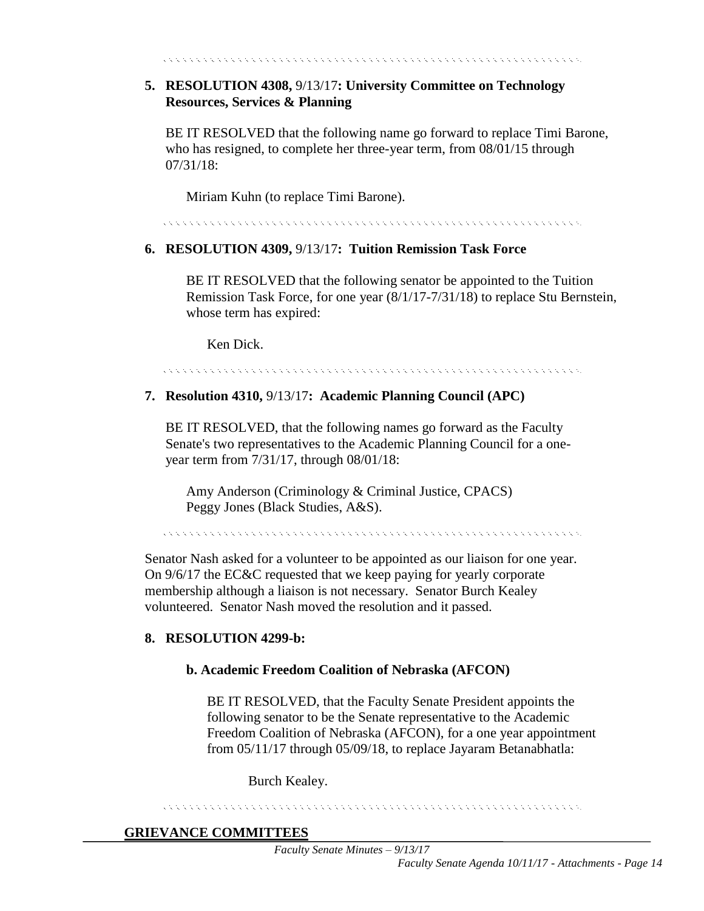5. **RESOLUTION 4308,** 9/13/17**: University Committee on Technology Resources, Services & Planning**

   BE IT RESOLVED that the following name go forward to replace Timi Barone, who has resigned, to complete her three-year term, from 08/01/15 through 07/31/18:

   Miriam Kuhn (to replace Timi Barone).

6. **RESOLUTION 4309,** 9/13/17**: Tuition Remission Task Force**

   BE IT RESOLVED that the following senator be appointed to the Tuition Remission Task Force, for one year (8/1/17-7/31/18) to replace Stu Bernstein, whose term has expired:

   Ken Dick.

7. **Resolution 4310,** 9/13/17**: Academic Planning Council (APC)**

   BE IT RESOLVED, that the following names go forward as the Faculty Senate's two representatives to the Academic Planning Council for a one-year term from 7/31/17, through 08/01/18:

   Amy Anderson (Criminology & Criminal Justice, CPACS)
   Peggy Jones (Black Studies, A&S).

Senator Nash asked for a volunteer to be appointed as our liaison for one year. On 9/6/17 the EC&C requested that we keep paying for yearly corporate membership although a liaison is not necessary. Senator Burch Kealey volunteered. Senator Nash moved the resolution and it passed.

8. **RESOLUTION 4299-b:**

   **b. Academic Freedom Coalition of Nebraska (AFCON)**

   BE IT RESOLVED, that the Faculty Senate President appoints the following senator to be the Senate representative to the Academic Freedom Coalition of Nebraska (AFCON), for a one year appointment from 05/11/17 through 05/09/18, to replace Jayaram Betanabhatla:

   Burch Kealey.

**GRIEVANCE COMMITTEES**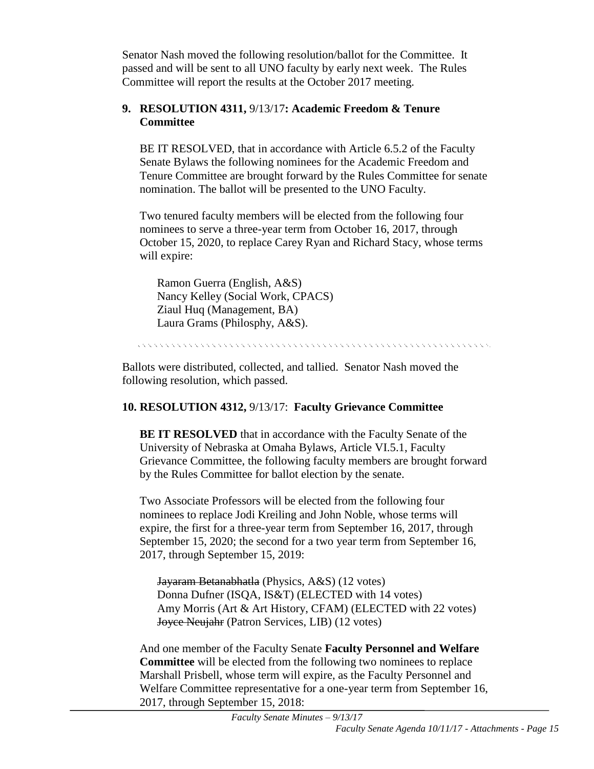Senator Nash moved the following resolution/ballot for the Committee. It passed and will be sent to all UNO faculty by early next week. The Rules Committee will report the results at the October 2017 meeting.

**9. RESOLUTION 4311,** 9/13/17**: Academic Freedom & Tenure Committee**

BE IT RESOLVED, that in accordance with Article 6.5.2 of the Faculty Senate Bylaws the following nominees for the Academic Freedom and Tenure Committee are brought forward by the Rules Committee for senate nomination. The ballot will be presented to the UNO Faculty.

Two tenured faculty members will be elected from the following four nominees to serve a three-year term from October 16, 2017, through October 15, 2020, to replace Carey Ryan and Richard Stacy, whose terms will expire:

Ramon Guerra (English, A&S)  
Nancy Kelley (Social Work, CPACS)  
Ziaul Huq (Management, BA)  
Laura Grams (Philosphy, A&S).

---

Ballots were distributed, collected, and tallied. Senator Nash moved the following resolution, which passed.

**10. RESOLUTION 4312,** 9/13/17: **Faculty Grievance Committee**

**BE IT RESOLVED** that in accordance with the Faculty Senate of the University of Nebraska at Omaha Bylaws, Article VI.5.1, Faculty Grievance Committee, the following faculty members are brought forward by the Rules Committee for ballot election by the senate.

Two Associate Professors will be elected from the following four nominees to replace Jodi Kreiling and John Noble, whose terms will expire, the first for a three-year term from September 16, 2017, through September 15, 2020; the second for a two year term from September 16, 2017, through September 15, 2019:

~~Jayaram Betanabhatla~~ (Physics, A&S) (12 votes)  
Donna Dufner (ISQA, IS&T) (ELECTED with 14 votes)  
Amy Morris (Art & Art History, CFAM) (ELECTED with 22 votes)  
~~Joyce Neujahr~~ (Patron Services, LIB) (12 votes)

And one member of the Faculty Senate **Faculty Personnel and Welfare Committee** will be elected from the following two nominees to replace Marshall Prisbell, whose term will expire, as the Faculty Personnel and Welfare Committee representative for a one-year term from September 16, 2017, through September 15, 2018: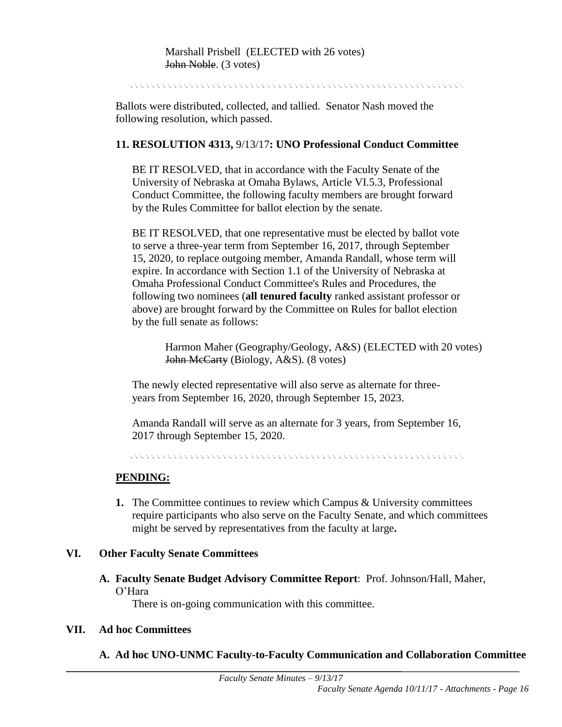Marshall Prisbell (ELECTED with 26 votes)
~~John Noble~~. (3 votes)

Ballots were distributed, collected, and tallied. Senator Nash moved the following resolution, which passed.

**11. RESOLUTION 4313,** 9/13/17**: UNO Professional Conduct Committee**

BE IT RESOLVED, that in accordance with the Faculty Senate of the University of Nebraska at Omaha Bylaws, Article VI.5.3, Professional Conduct Committee, the following faculty members are brought forward by the Rules Committee for ballot election by the senate.

BE IT RESOLVED, that one representative must be elected by ballot vote to serve a three-year term from September 16, 2017, through September 15, 2020, to replace outgoing member, Amanda Randall, whose term will expire. In accordance with Section 1.1 of the University of Nebraska at Omaha Professional Conduct Committee's Rules and Procedures, the following two nominees (**all tenured faculty** ranked assistant professor or above) are brought forward by the Committee on Rules for ballot election by the full senate as follows:

Harmon Maher (Geography/Geology, A&S) (ELECTED with 20 votes)
~~John McCarty~~ (Biology, A&S). (8 votes)

The newly elected representative will also serve as alternate for three-years from September 16, 2020, through September 15, 2023.

Amanda Randall will serve as an alternate for 3 years, from September 16, 2017 through September 15, 2020.

**PENDING:**

**1.** The Committee continues to review which Campus & University committees require participants who also serve on the Faculty Senate, and which committees might be served by representatives from the faculty at large**.**

## VI. Other Faculty Senate Committees

**A. Faculty Senate Budget Advisory Committee Report**: Prof. Johnson/Hall, Maher, O'Hara

There is on-going communication with this committee.

## VII. Ad hoc Committees

**A. Ad hoc UNO-UNMC Faculty-to-Faculty Communication and Collaboration Committee**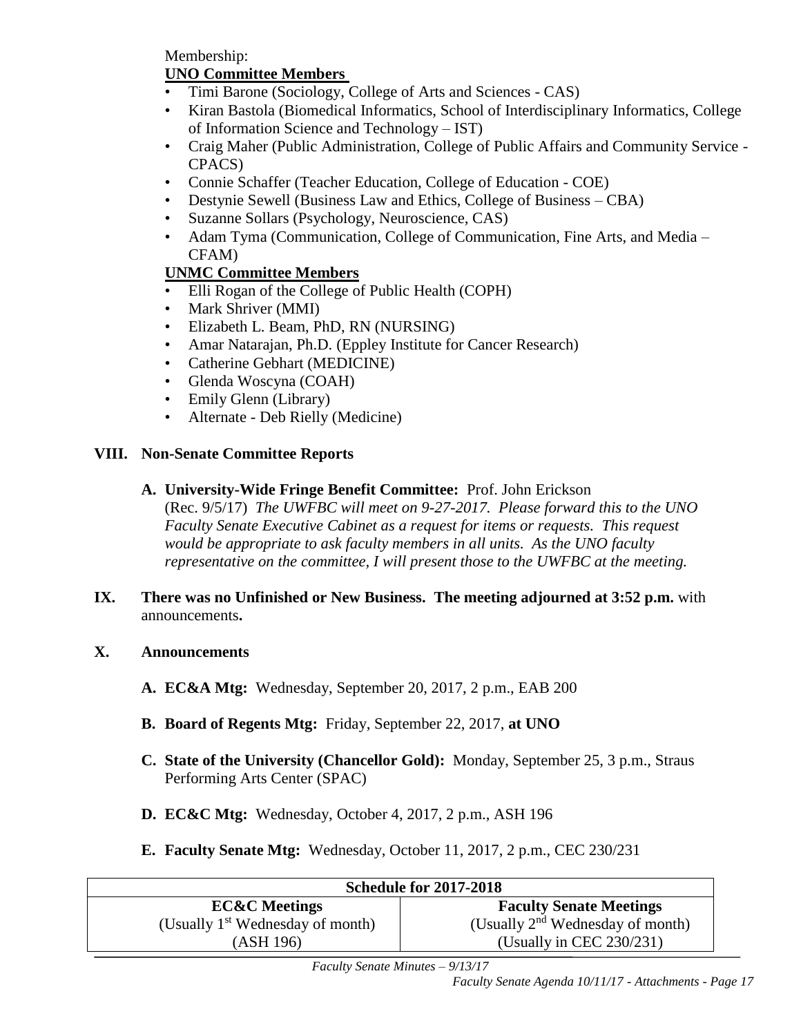Membership:

**UNO Committee Members**

- Timi Barone (Sociology, College of Arts and Sciences - CAS)
- Kiran Bastola (Biomedical Informatics, School of Interdisciplinary Informatics, College of Information Science and Technology – IST)
- Craig Maher (Public Administration, College of Public Affairs and Community Service - CPACS)
- Connie Schaffer (Teacher Education, College of Education - COE)
- Destynie Sewell (Business Law and Ethics, College of Business – CBA)
- Suzanne Sollars (Psychology, Neuroscience, CAS)
- Adam Tyma (Communication, College of Communication, Fine Arts, and Media – CFAM)

**UNMC Committee Members**

- Elli Rogan of the College of Public Health (COPH)
- Mark Shriver (MMI)
- Elizabeth L. Beam, PhD, RN (NURSING)
- Amar Natarajan, Ph.D. (Eppley Institute for Cancer Research)
- Catherine Gebhart (MEDICINE)
- Glenda Woscyna (COAH)
- Emily Glenn (Library)
- Alternate - Deb Rielly (Medicine)

## VIII. Non-Senate Committee Reports

**A. University-Wide Fringe Benefit Committee:** Prof. John Erickson
(Rec. 9/5/17) *The UWFBC will meet on 9-27-2017. Please forward this to the UNO Faculty Senate Executive Cabinet as a request for items or requests. This request would be appropriate to ask faculty members in all units. As the UNO faculty representative on the committee, I will present those to the UWFBC at the meeting.*

## IX. There was no Unfinished or New Business. The meeting adjourned at 3:52 p.m. with announcements.

## X. Announcements

**A. EC&A Mtg:** Wednesday, September 20, 2017, 2 p.m., EAB 200

**B. Board of Regents Mtg:** Friday, September 22, 2017, **at UNO**

**C. State of the University (Chancellor Gold):** Monday, September 25, 3 p.m., Straus Performing Arts Center (SPAC)

**D. EC&C Mtg:** Wednesday, October 4, 2017, 2 p.m., ASH 196

**E. Faculty Senate Mtg:** Wednesday, October 11, 2017, 2 p.m., CEC 230/231

| **Schedule for 2017-2018** | |
|---|---|
| **EC&C Meetings**<br>(Usually 1st Wednesday of month)<br>(ASH 196) | **Faculty Senate Meetings**<br>(Usually 2nd Wednesday of month)<br>(Usually in CEC 230/231) |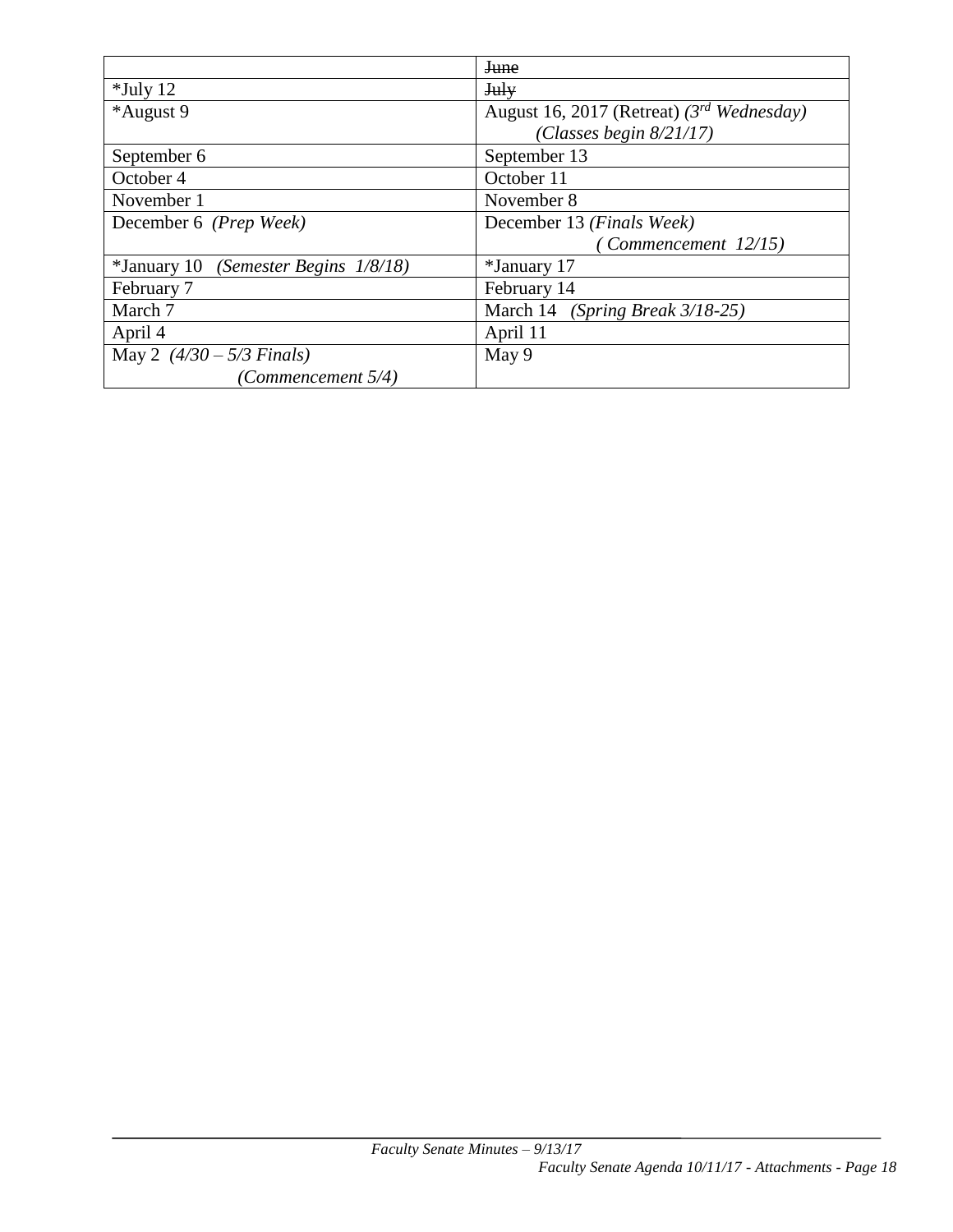| | |
|---|---|
| | ~~June~~ |
| *July 12 | ~~July~~ |
| *August 9 | August 16, 2017 (Retreat) *(3rd Wednesday)* *(Classes begin 8/21/17)* |
| September 6 | September 13 |
| October 4 | October 11 |
| November 1 | November 8 |
| December 6 *(Prep Week)* | December 13 *(Finals Week)* *( Commencement 12/15)* |
| *January 10 *(Semester Begins 1/8/18)* | *January 17 |
| February 7 | February 14 |
| March 7 | March 14 *(Spring Break 3/18-25)* |
| April 4 | April 11 |
| May 2 *(4/30 – 5/3 Finals)* *(Commencement 5/4)* | May 9 |